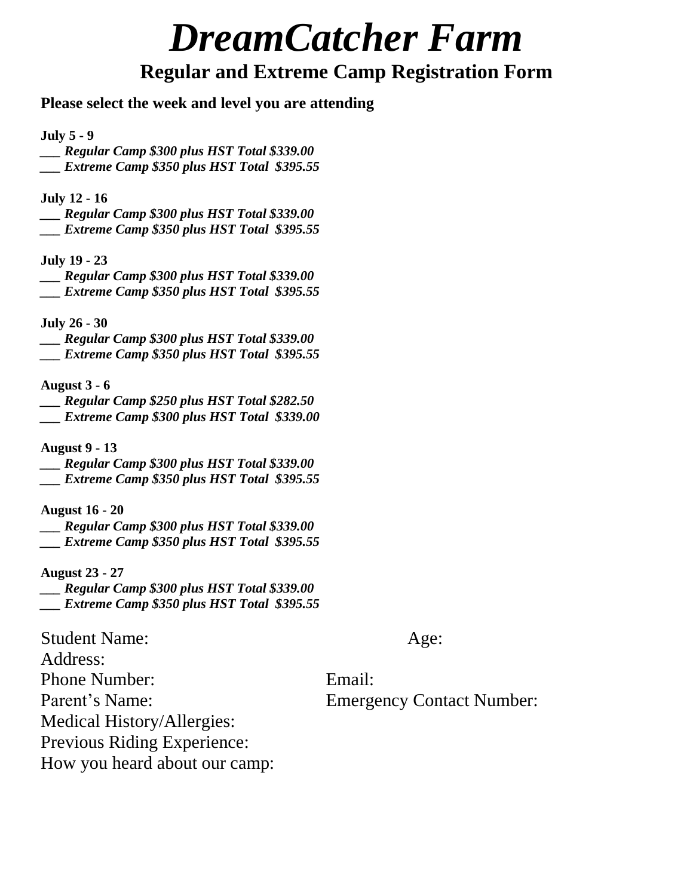# *DreamCatcher Farm*

## Regular and Extreme Camp Registration Form

**Please select the week and level you are attending**

**July 5 - 9**
___ ***Regular Camp $300 plus HST Total $339.00***
___ ***Extreme Camp $350 plus HST Total $395.55***

**July 12 - 16**
___ ***Regular Camp $300 plus HST Total $339.00***
___ ***Extreme Camp $350 plus HST Total $395.55***

**July 19 - 23**
___ ***Regular Camp $300 plus HST Total $339.00***
___ ***Extreme Camp $350 plus HST Total $395.55***

**July 26 - 30**
___ ***Regular Camp $300 plus HST Total $339.00***
___ ***Extreme Camp $350 plus HST Total $395.55***

**August 3 - 6**
___ ***Regular Camp $250 plus HST Total $282.50***
___ ***Extreme Camp $300 plus HST Total $339.00***

**August 9 - 13**
___ ***Regular Camp $300 plus HST Total $339.00***
___ ***Extreme Camp $350 plus HST Total $395.55***

**August 16 - 20**
___ ***Regular Camp $300 plus HST Total $339.00***
___ ***Extreme Camp $350 plus HST Total $395.55***

**August 23 - 27**
___ ***Regular Camp $300 plus HST Total $339.00***
___ ***Extreme Camp $350 plus HST Total $395.55***

Student Name: Age:
Address:
Phone Number: Email:
Parent's Name: Emergency Contact Number:
Medical History/Allergies:
Previous Riding Experience:
How you heard about our camp: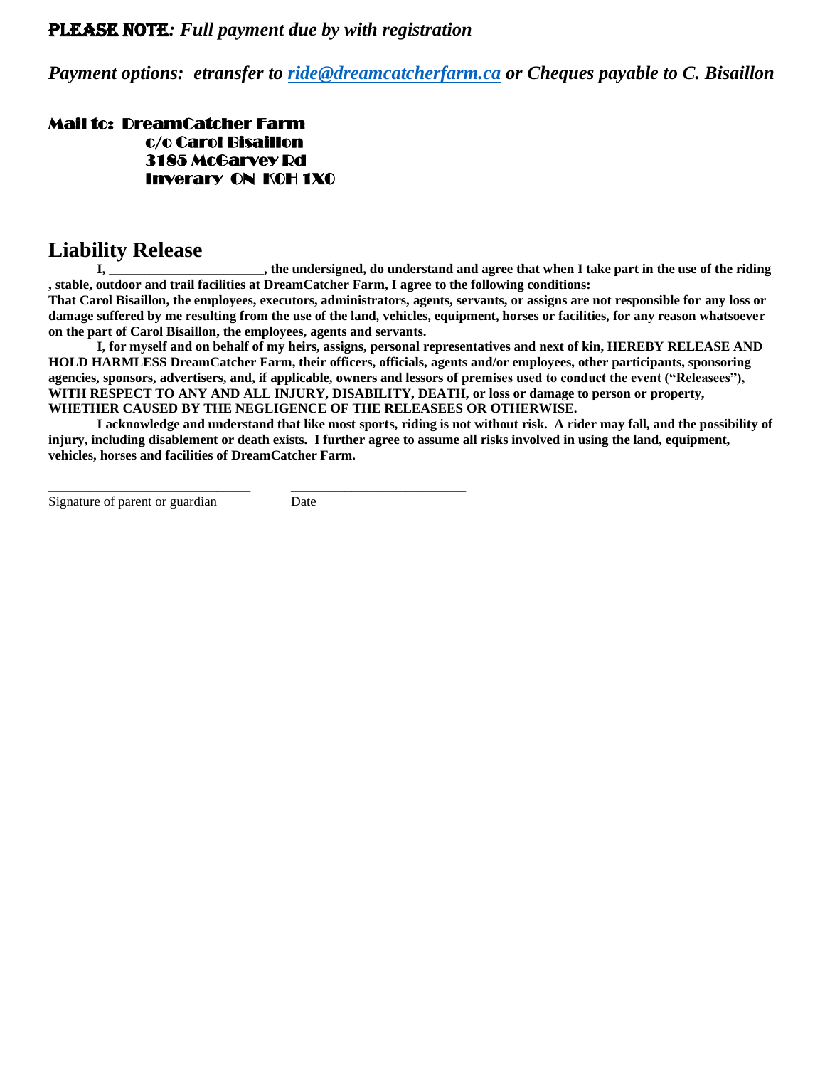**PLEASE NOTE*: Full payment due by with registration***

***Payment options: etransfer to [ride@dreamcatcherfarm.ca](mailto:ride@dreamcatcherfarm.ca) or Cheques payable to C. Bisaillon***

**Mail to: DreamCatcher Farm**
**c/o Carol Bisaillon**
**3185 McGarvey Rd**
**Inverary ON K0H 1X0**

## Liability Release

**I, ______________________, the undersigned, do understand and agree that when I take part in the use of the riding , stable, outdoor and trail facilities at DreamCatcher Farm, I agree to the following conditions:**

**That Carol Bisaillon, the employees, executors, administrators, agents, servants, or assigns are not responsible for any loss or damage suffered by me resulting from the use of the land, vehicles, equipment, horses or facilities, for any reason whatsoever on the part of Carol Bisaillon, the employees, agents and servants.**

**I, for myself and on behalf of my heirs, assigns, personal representatives and next of kin, HEREBY RELEASE AND HOLD HARMLESS DreamCatcher Farm, their officers, officials, agents and/or employees, other participants, sponsoring agencies, sponsors, advertisers, and, if applicable, owners and lessors of premises used to conduct the event ("Releasees"), WITH RESPECT TO ANY AND ALL INJURY, DISABILITY, DEATH, or loss or damage to person or property, WHETHER CAUSED BY THE NEGLIGENCE OF THE RELEASEES OR OTHERWISE.**

**I acknowledge and understand that like most sports, riding is not without risk. A rider may fall, and the possibility of injury, including disablement or death exists. I further agree to assume all risks involved in using the land, equipment, vehicles, horses and facilities of DreamCatcher Farm.**

______________________________ ______________________________

Signature of parent or guardian Date